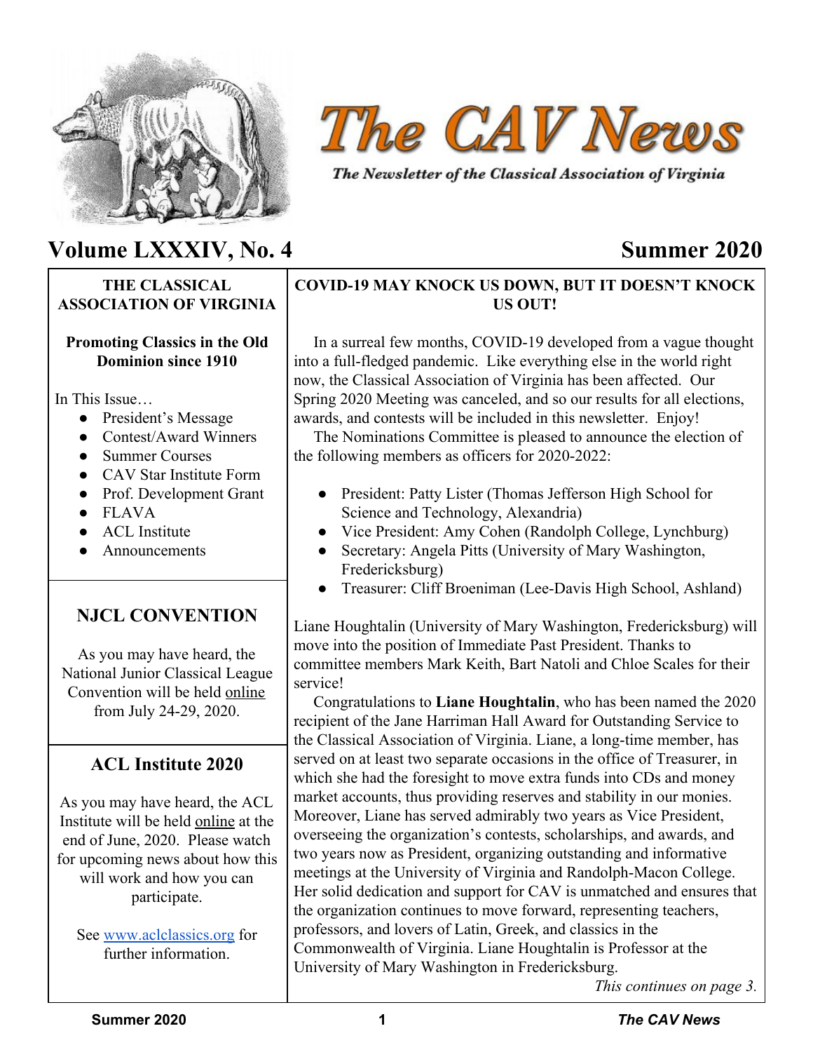# The CAV News

*The Newsletter of the Classical Association of Virginia*

## Volume LXXXIV, No. 4 — Summer 2020

**THE CLASSICAL ASSOCIATION OF VIRGINIA**

**Promoting Classics in the Old Dominion since 1910**

In This Issue…

- President's Message
- Contest/Award Winners
- Summer Courses
- CAV Star Institute Form
- Prof. Development Grant
- FLAVA
- ACL Institute
- Announcements

## NJCL CONVENTION

As you may have heard, the National Junior Classical League Convention will be held online from July 24-29, 2020.

## ACL Institute 2020

As you may have heard, the ACL Institute will be held online at the end of June, 2020. Please watch for upcoming news about how this will work and how you can participate.

See www.aclclassics.org for further information.

## COVID-19 MAY KNOCK US DOWN, BUT IT DOESN'T KNOCK US OUT!

In a surreal few months, COVID-19 developed from a vague thought into a full-fledged pandemic. Like everything else in the world right now, the Classical Association of Virginia has been affected. Our Spring 2020 Meeting was canceled, and so our results for all elections, awards, and contests will be included in this newsletter. Enjoy!

The Nominations Committee is pleased to announce the election of the following members as officers for 2020-2022:

- President: Patty Lister (Thomas Jefferson High School for Science and Technology, Alexandria)
- Vice President: Amy Cohen (Randolph College, Lynchburg)
- Secretary: Angela Pitts (University of Mary Washington, Fredericksburg)
- Treasurer: Cliff Broeniman (Lee-Davis High School, Ashland)

Liane Houghtalin (University of Mary Washington, Fredericksburg) will move into the position of Immediate Past President. Thanks to committee members Mark Keith, Bart Natoli and Chloe Scales for their service!

Congratulations to **Liane Houghtalin**, who has been named the 2020 recipient of the Jane Harriman Hall Award for Outstanding Service to the Classical Association of Virginia. Liane, a long-time member, has served on at least two separate occasions in the office of Treasurer, in which she had the foresight to move extra funds into CDs and money market accounts, thus providing reserves and stability in our monies. Moreover, Liane has served admirably two years as Vice President, overseeing the organization's contests, scholarships, and awards, and two years now as President, organizing outstanding and informative meetings at the University of Virginia and Randolph-Macon College. Her solid dedication and support for CAV is unmatched and ensures that the organization continues to move forward, representing teachers, professors, and lovers of Latin, Greek, and classics in the Commonwealth of Virginia. Liane Houghtalin is Professor at the University of Mary Washington in Fredericksburg.

*This continues on page 3.*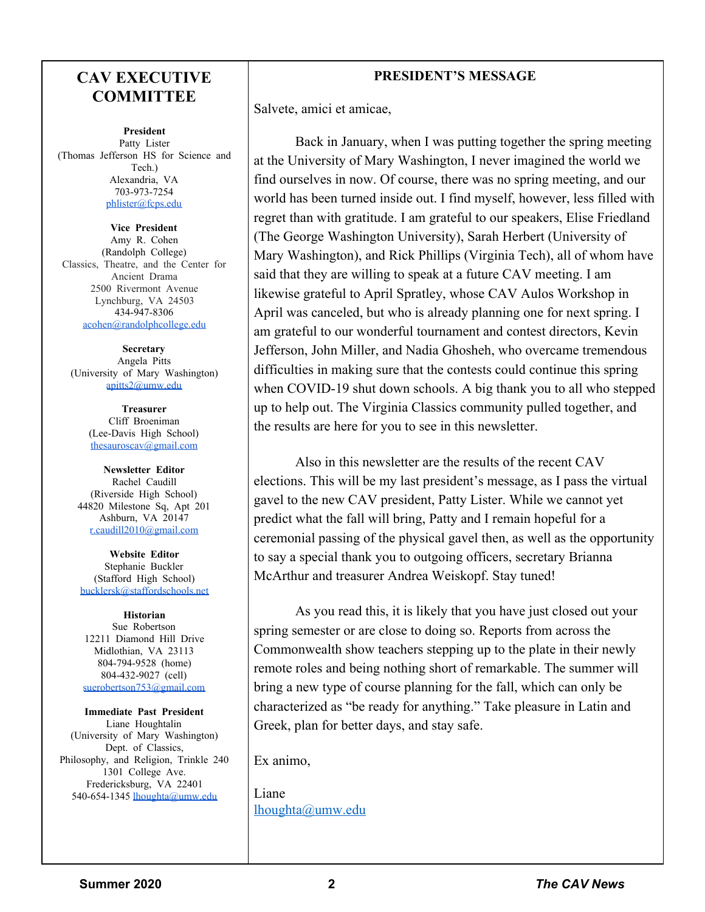# CAV EXECUTIVE COMMITTEE

**President**
Patty Lister
(Thomas Jefferson HS for Science and Tech.)
Alexandria, VA
703-973-7254
phlister@fcps.edu

**Vice President**
Amy R. Cohen
(Randolph College)
Classics, Theatre, and the Center for Ancient Drama
2500 Rivermont Avenue
Lynchburg, VA 24503
434-947-8306
acohen@randolphcollege.edu

**Secretary**
Angela Pitts
(University of Mary Washington)
apitts2@umw.edu

**Treasurer**
Cliff Broeniman
(Lee-Davis High School)
thesauroscav@gmail.com

**Newsletter Editor**
Rachel Caudill
(Riverside High School)
44820 Milestone Sq, Apt 201
Ashburn, VA 20147
r.caudill2010@gmail.com

**Website Editor**
Stephanie Buckler
(Stafford High School)
bucklersk@staffordschools.net

**Historian**
Sue Robertson
12211 Diamond Hill Drive
Midlothian, VA 23113
804-794-9528 (home)
804-432-9027 (cell)
suerobertson753@gmail.com

**Immediate Past President**
Liane Houghtalin
(University of Mary Washington)
Dept. of Classics, Philosophy, and Religion, Trinkle 240
1301 College Ave.
Fredericksburg, VA 22401
540-654-1345 lhoughta@umw.edu

## PRESIDENT'S MESSAGE

Salvete, amici et amicae,

Back in January, when I was putting together the spring meeting at the University of Mary Washington, I never imagined the world we find ourselves in now. Of course, there was no spring meeting, and our world has been turned inside out. I find myself, however, less filled with regret than with gratitude. I am grateful to our speakers, Elise Friedland (The George Washington University), Sarah Herbert (University of Mary Washington), and Rick Phillips (Virginia Tech), all of whom have said that they are willing to speak at a future CAV meeting. I am likewise grateful to April Spratley, whose CAV Aulos Workshop in April was canceled, but who is already planning one for next spring. I am grateful to our wonderful tournament and contest directors, Kevin Jefferson, John Miller, and Nadia Ghosheh, who overcame tremendous difficulties in making sure that the contests could continue this spring when COVID-19 shut down schools. A big thank you to all who stepped up to help out. The Virginia Classics community pulled together, and the results are here for you to see in this newsletter.

Also in this newsletter are the results of the recent CAV elections. This will be my last president's message, as I pass the virtual gavel to the new CAV president, Patty Lister. While we cannot yet predict what the fall will bring, Patty and I remain hopeful for a ceremonial passing of the physical gavel then, as well as the opportunity to say a special thank you to outgoing officers, secretary Brianna McArthur and treasurer Andrea Weiskopf. Stay tuned!

As you read this, it is likely that you have just closed out your spring semester or are close to doing so. Reports from across the Commonwealth show teachers stepping up to the plate in their newly remote roles and being nothing short of remarkable. The summer will bring a new type of course planning for the fall, which can only be characterized as "be ready for anything." Take pleasure in Latin and Greek, plan for better days, and stay safe.

Ex animo,

Liane
lhoughta@umw.edu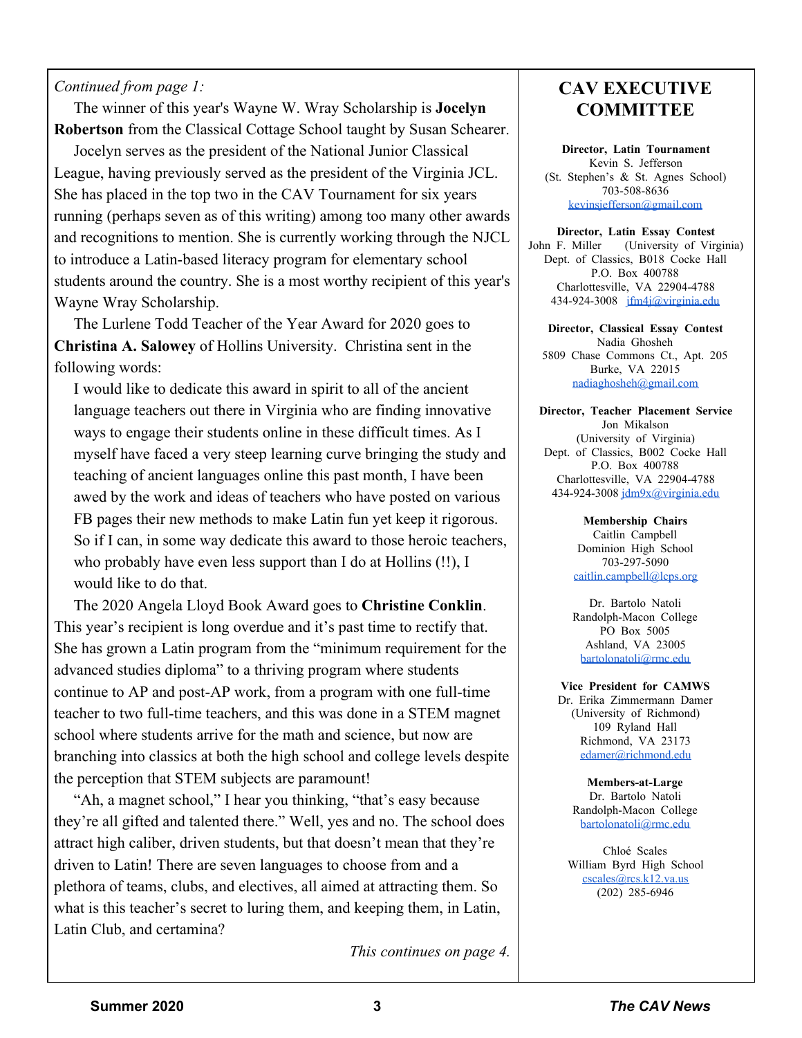*Continued from page 1:*

The winner of this year's Wayne W. Wray Scholarship is **Jocelyn Robertson** from the Classical Cottage School taught by Susan Schearer.

Jocelyn serves as the president of the National Junior Classical League, having previously served as the president of the Virginia JCL. She has placed in the top two in the CAV Tournament for six years running (perhaps seven as of this writing) among too many other awards and recognitions to mention. She is currently working through the NJCL to introduce a Latin-based literacy program for elementary school students around the country. She is a most worthy recipient of this year's Wayne Wray Scholarship.

The Lurlene Todd Teacher of the Year Award for 2020 goes to **Christina A. Salowey** of Hollins University. Christina sent in the following words:

> I would like to dedicate this award in spirit to all of the ancient language teachers out there in Virginia who are finding innovative ways to engage their students online in these difficult times. As I myself have faced a very steep learning curve bringing the study and teaching of ancient languages online this past month, I have been awed by the work and ideas of teachers who have posted on various FB pages their new methods to make Latin fun yet keep it rigorous. So if I can, in some way dedicate this award to those heroic teachers, who probably have even less support than I do at Hollins (!!), I would like to do that.

The 2020 Angela Lloyd Book Award goes to **Christine Conklin**. This year's recipient is long overdue and it's past time to rectify that. She has grown a Latin program from the "minimum requirement for the advanced studies diploma" to a thriving program where students continue to AP and post-AP work, from a program with one full-time teacher to two full-time teachers, and this was done in a STEM magnet school where students arrive for the math and science, but now are branching into classics at both the high school and college levels despite the perception that STEM subjects are paramount!

"Ah, a magnet school," I hear you thinking, "that's easy because they're all gifted and talented there." Well, yes and no. The school does attract high caliber, driven students, but that doesn't mean that they're driven to Latin! There are seven languages to choose from and a plethora of teams, clubs, and electives, all aimed at attracting them. So what is this teacher's secret to luring them, and keeping them, in Latin, Latin Club, and certamina?

*This continues on page 4.*

## CAV EXECUTIVE COMMITTEE

**Director, Latin Tournament**
Kevin S. Jefferson
(St. Stephen's & St. Agnes School)
703-508-8636
kevinsjefferson@gmail.com

**Director, Latin Essay Contest**
John F. Miller (University of Virginia)
Dept. of Classics, B018 Cocke Hall
P.O. Box 400788
Charlottesville, VA 22904-4788
434-924-3008 jfm4j@virginia.edu

**Director, Classical Essay Contest**
Nadia Ghosheh
5809 Chase Commons Ct., Apt. 205
Burke, VA 22015
nadiaghosheh@gmail.com

**Director, Teacher Placement Service**
Jon Mikalson
(University of Virginia)
Dept. of Classics, B002 Cocke Hall
P.O. Box 400788
Charlottesville, VA 22904-4788
434-924-3008 jdm9x@virginia.edu

**Membership Chairs**
Caitlin Campbell
Dominion High School
703-297-5090
caitlin.campbell@lcps.org

Dr. Bartolo Natoli
Randolph-Macon College
PO Box 5005
Ashland, VA 23005
bartolonatoli@rmc.edu

**Vice President for CAMWS**
Dr. Erika Zimmermann Damer
(University of Richmond)
109 Ryland Hall
Richmond, VA 23173
edamer@richmond.edu

**Members-at-Large**
Dr. Bartolo Natoli
Randolph-Macon College
bartolonatoli@rmc.edu

Chloé Scales
William Byrd High School
cscales@rcs.k12.va.us
(202) 285-6946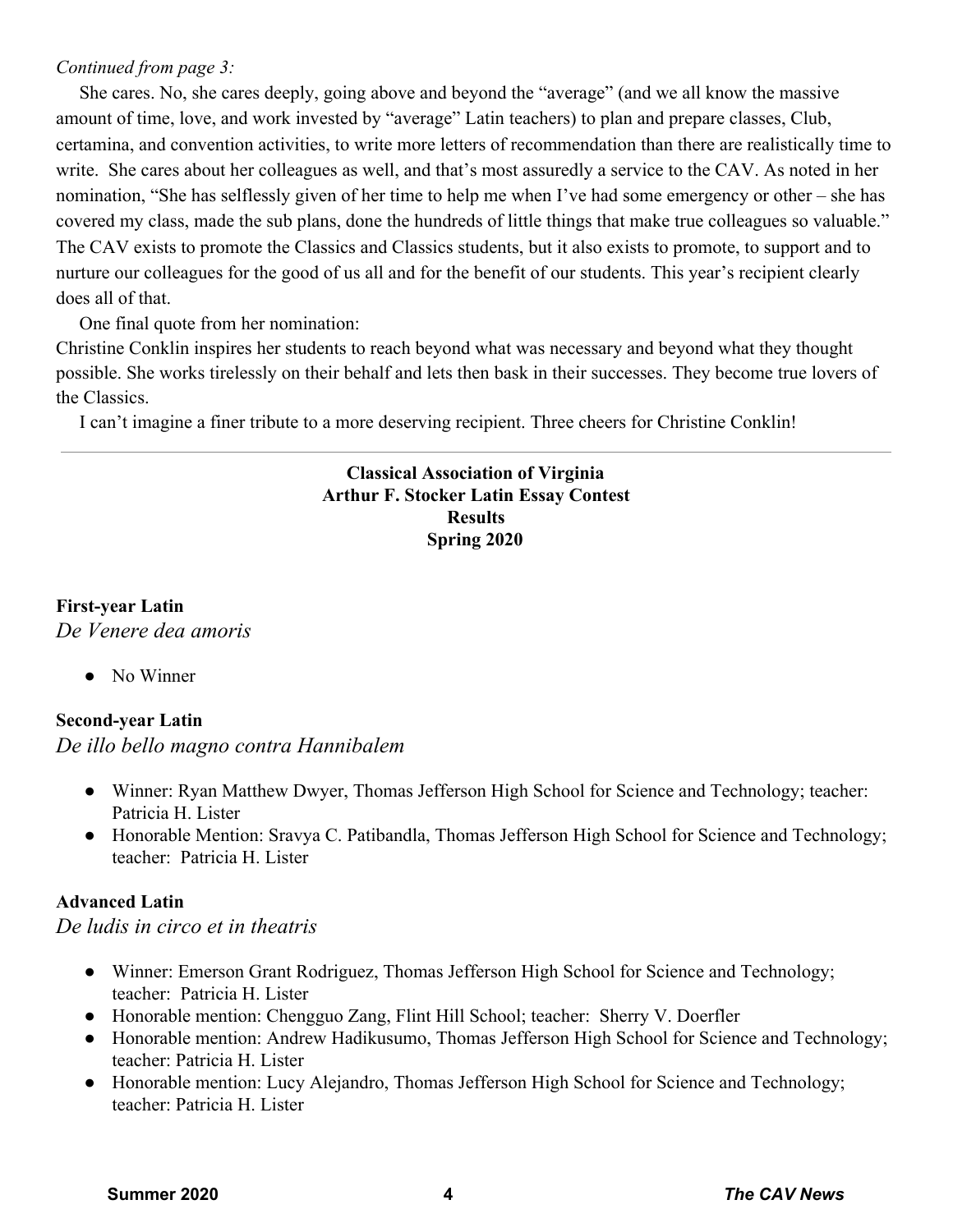*Continued from page 3:*

She cares. No, she cares deeply, going above and beyond the "average" (and we all know the massive amount of time, love, and work invested by "average" Latin teachers) to plan and prepare classes, Club, certamina, and convention activities, to write more letters of recommendation than there are realistically time to write. She cares about her colleagues as well, and that's most assuredly a service to the CAV. As noted in her nomination, "She has selflessly given of her time to help me when I've had some emergency or other – she has covered my class, made the sub plans, done the hundreds of little things that make true colleagues so valuable." The CAV exists to promote the Classics and Classics students, but it also exists to promote, to support and to nurture our colleagues for the good of us all and for the benefit of our students. This year's recipient clearly does all of that.

One final quote from her nomination:

Christine Conklin inspires her students to reach beyond what was necessary and beyond what they thought possible. She works tirelessly on their behalf and lets then bask in their successes. They become true lovers of the Classics.

I can't imagine a finer tribute to a more deserving recipient. Three cheers for Christine Conklin!

---

**Classical Association of Virginia**
**Arthur F. Stocker Latin Essay Contest**
**Results**
**Spring 2020**

**First-year Latin**
*De Venere dea amoris*

- No Winner

**Second-year Latin**
*De illo bello magno contra Hannibalem*

- Winner: Ryan Matthew Dwyer, Thomas Jefferson High School for Science and Technology; teacher: Patricia H. Lister
- Honorable Mention: Sravya C. Patibandla, Thomas Jefferson High School for Science and Technology; teacher: Patricia H. Lister

**Advanced Latin**
*De ludis in circo et in theatris*

- Winner: Emerson Grant Rodriguez, Thomas Jefferson High School for Science and Technology; teacher: Patricia H. Lister
- Honorable mention: Chengguo Zang, Flint Hill School; teacher: Sherry V. Doerfler
- Honorable mention: Andrew Hadikusumo, Thomas Jefferson High School for Science and Technology; teacher: Patricia H. Lister
- Honorable mention: Lucy Alejandro, Thomas Jefferson High School for Science and Technology; teacher: Patricia H. Lister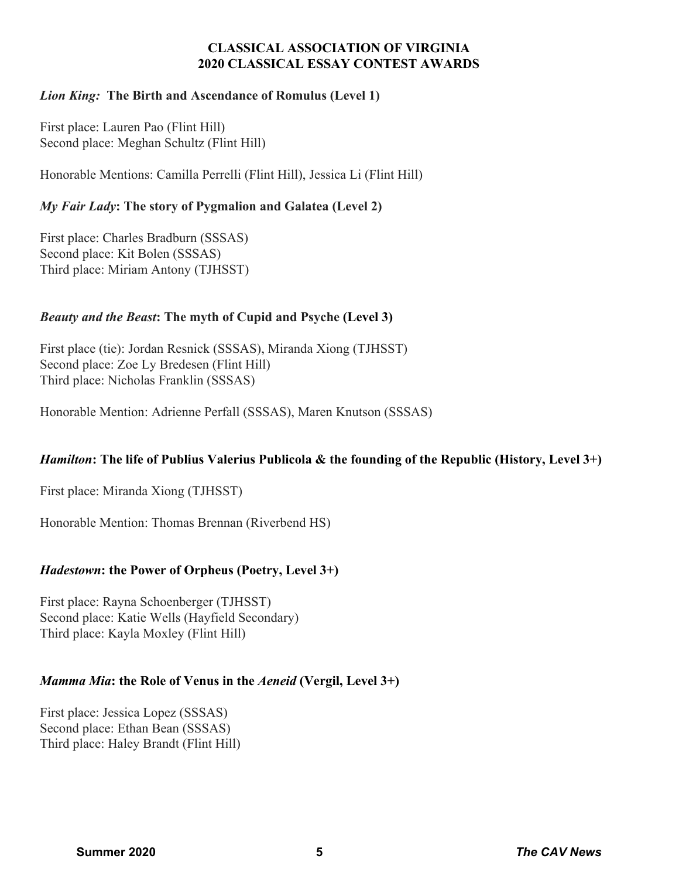# CLASSICAL ASSOCIATION OF VIRGINIA
# 2020 CLASSICAL ESSAY CONTEST AWARDS

### *Lion King:* The Birth and Ascendance of Romulus (Level 1)

First place: Lauren Pao (Flint Hill)
Second place: Meghan Schultz (Flint Hill)

Honorable Mentions: Camilla Perrelli (Flint Hill), Jessica Li (Flint Hill)

### *My Fair Lady*: The story of Pygmalion and Galatea (Level 2)

First place: Charles Bradburn (SSSAS)
Second place: Kit Bolen (SSSAS)
Third place: Miriam Antony (TJHSST)

### *Beauty and the Beast*: The myth of Cupid and Psyche (Level 3)

First place (tie): Jordan Resnick (SSSAS), Miranda Xiong (TJHSST)
Second place: Zoe Ly Bredesen (Flint Hill)
Third place: Nicholas Franklin (SSSAS)

Honorable Mention: Adrienne Perfall (SSSAS), Maren Knutson (SSSAS)

### *Hamilton*: The life of Publius Valerius Publicola & the founding of the Republic (History, Level 3+)

First place: Miranda Xiong (TJHSST)

Honorable Mention: Thomas Brennan (Riverbend HS)

### *Hadestown*: the Power of Orpheus (Poetry, Level 3+)

First place: Rayna Schoenberger (TJHSST)
Second place: Katie Wells (Hayfield Secondary)
Third place: Kayla Moxley (Flint Hill)

### *Mamma Mia*: the Role of Venus in the *Aeneid* (Vergil, Level 3+)

First place: Jessica Lopez (SSSAS)
Second place: Ethan Bean (SSSAS)
Third place: Haley Brandt (Flint Hill)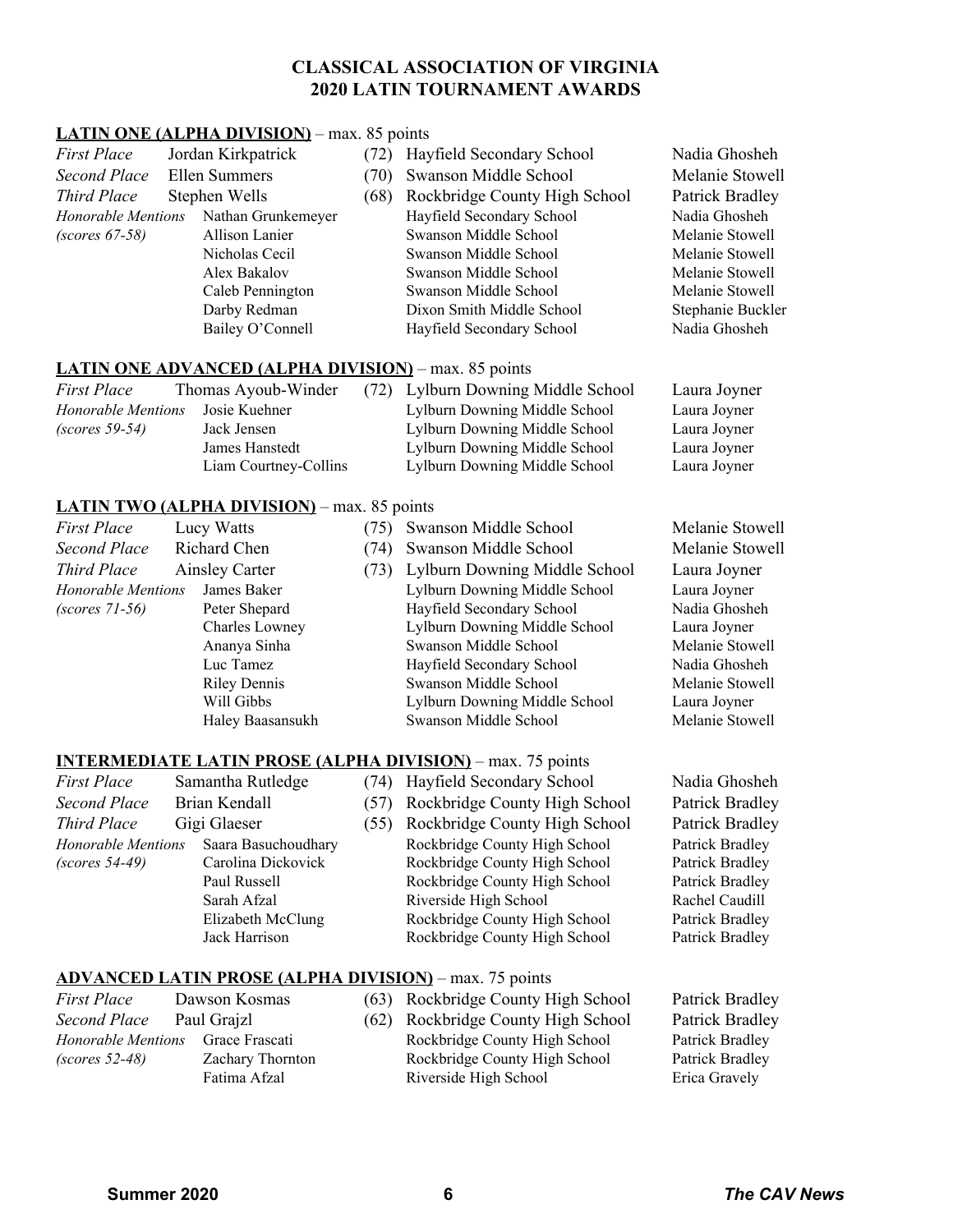# CLASSICAL ASSOCIATION OF VIRGINIA
# 2020 LATIN TOURNAMENT AWARDS

## LATIN ONE (ALPHA DIVISION) – max. 85 points

| | Name | Score | School | Teacher |
|---|---|---|---|---|
| *First Place* | Jordan Kirkpatrick | (72) | Hayfield Secondary School | Nadia Ghosheh |
| *Second Place* | Ellen Summers | (70) | Swanson Middle School | Melanie Stowell |
| *Third Place* | Stephen Wells | (68) | Rockbridge County High School | Patrick Bradley |
| *Honorable Mentions* | Nathan Grunkemeyer | | Hayfield Secondary School | Nadia Ghosheh |
| *(scores 67-58)* | Allison Lanier | | Swanson Middle School | Melanie Stowell |
| | Nicholas Cecil | | Swanson Middle School | Melanie Stowell |
| | Alex Bakalov | | Swanson Middle School | Melanie Stowell |
| | Caleb Pennington | | Swanson Middle School | Melanie Stowell |
| | Darby Redman | | Dixon Smith Middle School | Stephanie Buckler |
| | Bailey O'Connell | | Hayfield Secondary School | Nadia Ghosheh |

## LATIN ONE ADVANCED (ALPHA DIVISION) – max. 85 points

| | Name | Score | School | Teacher |
|---|---|---|---|---|
| *First Place* | Thomas Ayoub-Winder | (72) | Lylburn Downing Middle School | Laura Joyner |
| *Honorable Mentions* | Josie Kuehner | | Lylburn Downing Middle School | Laura Joyner |
| *(scores 59-54)* | Jack Jensen | | Lylburn Downing Middle School | Laura Joyner |
| | James Hanstedt | | Lylburn Downing Middle School | Laura Joyner |
| | Liam Courtney-Collins | | Lylburn Downing Middle School | Laura Joyner |

## LATIN TWO (ALPHA DIVISION) – max. 85 points

| | Name | Score | School | Teacher |
|---|---|---|---|---|
| *First Place* | Lucy Watts | (75) | Swanson Middle School | Melanie Stowell |
| *Second Place* | Richard Chen | (74) | Swanson Middle School | Melanie Stowell |
| *Third Place* | Ainsley Carter | (73) | Lylburn Downing Middle School | Laura Joyner |
| *Honorable Mentions* | James Baker | | Lylburn Downing Middle School | Laura Joyner |
| *(scores 71-56)* | Peter Shepard | | Hayfield Secondary School | Nadia Ghosheh |
| | Charles Lowney | | Lylburn Downing Middle School | Laura Joyner |
| | Ananya Sinha | | Swanson Middle School | Melanie Stowell |
| | Luc Tamez | | Hayfield Secondary School | Nadia Ghosheh |
| | Riley Dennis | | Swanson Middle School | Melanie Stowell |
| | Will Gibbs | | Lylburn Downing Middle School | Laura Joyner |
| | Haley Baasansukh | | Swanson Middle School | Melanie Stowell |

## INTERMEDIATE LATIN PROSE (ALPHA DIVISION) – max. 75 points

| | Name | Score | School | Teacher |
|---|---|---|---|---|
| *First Place* | Samantha Rutledge | (74) | Hayfield Secondary School | Nadia Ghosheh |
| *Second Place* | Brian Kendall | (57) | Rockbridge County High School | Patrick Bradley |
| *Third Place* | Gigi Glaeser | (55) | Rockbridge County High School | Patrick Bradley |
| *Honorable Mentions* | Saara Basuchoudhary | | Rockbridge County High School | Patrick Bradley |
| *(scores 54-49)* | Carolina Dickovick | | Rockbridge County High School | Patrick Bradley |
| | Paul Russell | | Rockbridge County High School | Patrick Bradley |
| | Sarah Afzal | | Riverside High School | Rachel Caudill |
| | Elizabeth McClung | | Rockbridge County High School | Patrick Bradley |
| | Jack Harrison | | Rockbridge County High School | Patrick Bradley |

## ADVANCED LATIN PROSE (ALPHA DIVISION) – max. 75 points

| | Name | Score | School | Teacher |
|---|---|---|---|---|
| *First Place* | Dawson Kosmas | (63) | Rockbridge County High School | Patrick Bradley |
| *Second Place* | Paul Grajzl | (62) | Rockbridge County High School | Patrick Bradley |
| *Honorable Mentions* | Grace Frascati | | Rockbridge County High School | Patrick Bradley |
| *(scores 52-48)* | Zachary Thornton | | Rockbridge County High School | Patrick Bradley |
| | Fatima Afzal | | Riverside High School | Erica Gravely |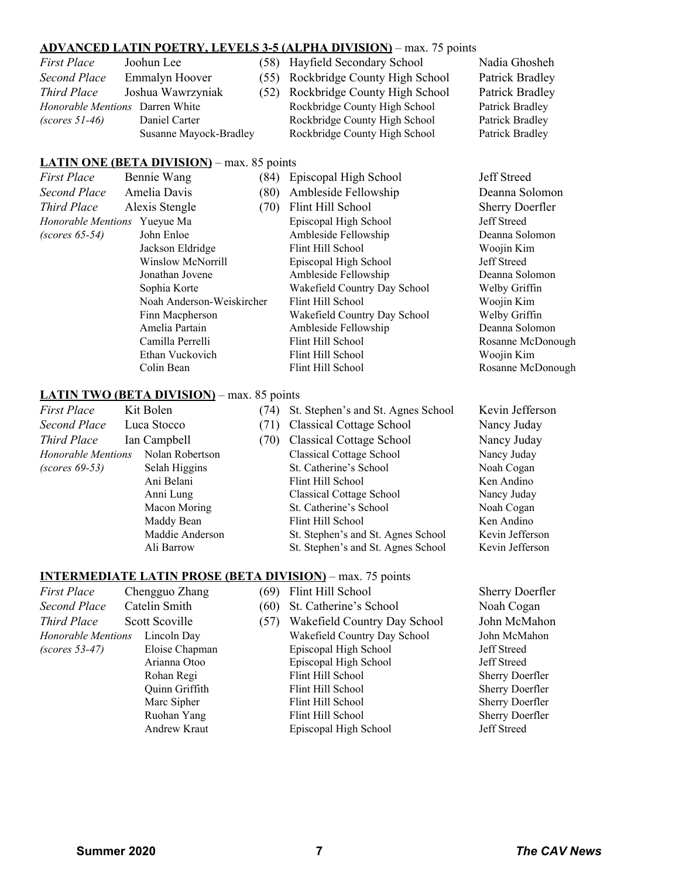**ADVANCED LATIN POETRY, LEVELS 3-5 (ALPHA DIVISION)** – max. 75 points

| | | | | |
|---|---|---|---|---|
| *First Place* | Joohun Lee | (58) | Hayfield Secondary School | Nadia Ghosheh |
| *Second Place* | Emmalyn Hoover | (55) | Rockbridge County High School | Patrick Bradley |
| *Third Place* | Joshua Wawrzyniak | (52) | Rockbridge County High School | Patrick Bradley |
| *Honorable Mentions* | Darren White | | Rockbridge County High School | Patrick Bradley |
| *(scores 51-46)* | Daniel Carter | | Rockbridge County High School | Patrick Bradley |
| | Susanne Mayock-Bradley | | Rockbridge County High School | Patrick Bradley |

**LATIN ONE (BETA DIVISION)** – max. 85 points

| | | | | |
|---|---|---|---|---|
| *First Place* | Bennie Wang | (84) | Episcopal High School | Jeff Streed |
| *Second Place* | Amelia Davis | (80) | Ambleside Fellowship | Deanna Solomon |
| *Third Place* | Alexis Stengle | (70) | Flint Hill School | Sherry Doerfler |
| *Honorable Mentions* | Yueyue Ma | | Episcopal High School | Jeff Streed |
| *(scores 65-54)* | John Enloe | | Ambleside Fellowship | Deanna Solomon |
| | Jackson Eldridge | | Flint Hill School | Woojin Kim |
| | Winslow McNorrill | | Episcopal High School | Jeff Streed |
| | Jonathan Jovene | | Ambleside Fellowship | Deanna Solomon |
| | Sophia Korte | | Wakefield Country Day School | Welby Griffin |
| | Noah Anderson-Weiskircher | | Flint Hill School | Woojin Kim |
| | Finn Macpherson | | Wakefield Country Day School | Welby Griffin |
| | Amelia Partain | | Ambleside Fellowship | Deanna Solomon |
| | Camilla Perrelli | | Flint Hill School | Rosanne McDonough |
| | Ethan Vuckovich | | Flint Hill School | Woojin Kim |
| | Colin Bean | | Flint Hill School | Rosanne McDonough |

**LATIN TWO (BETA DIVISION)** – max. 85 points

| | | | | |
|---|---|---|---|---|
| *First Place* | Kit Bolen | (74) | St. Stephen's and St. Agnes School | Kevin Jefferson |
| *Second Place* | Luca Stocco | (71) | Classical Cottage School | Nancy Juday |
| *Third Place* | Ian Campbell | (70) | Classical Cottage School | Nancy Juday |
| *Honorable Mentions* | Nolan Robertson | | Classical Cottage School | Nancy Juday |
| *(scores 69-53)* | Selah Higgins | | St. Catherine's School | Noah Cogan |
| | Ani Belani | | Flint Hill School | Ken Andino |
| | Anni Lung | | Classical Cottage School | Nancy Juday |
| | Macon Moring | | St. Catherine's School | Noah Cogan |
| | Maddy Bean | | Flint Hill School | Ken Andino |
| | Maddie Anderson | | St. Stephen's and St. Agnes School | Kevin Jefferson |
| | Ali Barrow | | St. Stephen's and St. Agnes School | Kevin Jefferson |

**INTERMEDIATE LATIN PROSE (BETA DIVISION)** – max. 75 points

| | | | | |
|---|---|---|---|---|
| *First Place* | Chengguo Zhang | (69) | Flint Hill School | Sherry Doerfler |
| *Second Place* | Catelin Smith | (60) | St. Catherine's School | Noah Cogan |
| *Third Place* | Scott Scoville | (57) | Wakefield Country Day School | John McMahon |
| *Honorable Mentions* | Lincoln Day | | Wakefield Country Day School | John McMahon |
| *(scores 53-47)* | Eloise Chapman | | Episcopal High School | Jeff Streed |
| | Arianna Otoo | | Episcopal High School | Jeff Streed |
| | Rohan Regi | | Flint Hill School | Sherry Doerfler |
| | Quinn Griffith | | Flint Hill School | Sherry Doerfler |
| | Marc Sipher | | Flint Hill School | Sherry Doerfler |
| | Ruohan Yang | | Flint Hill School | Sherry Doerfler |
| | Andrew Kraut | | Episcopal High School | Jeff Streed |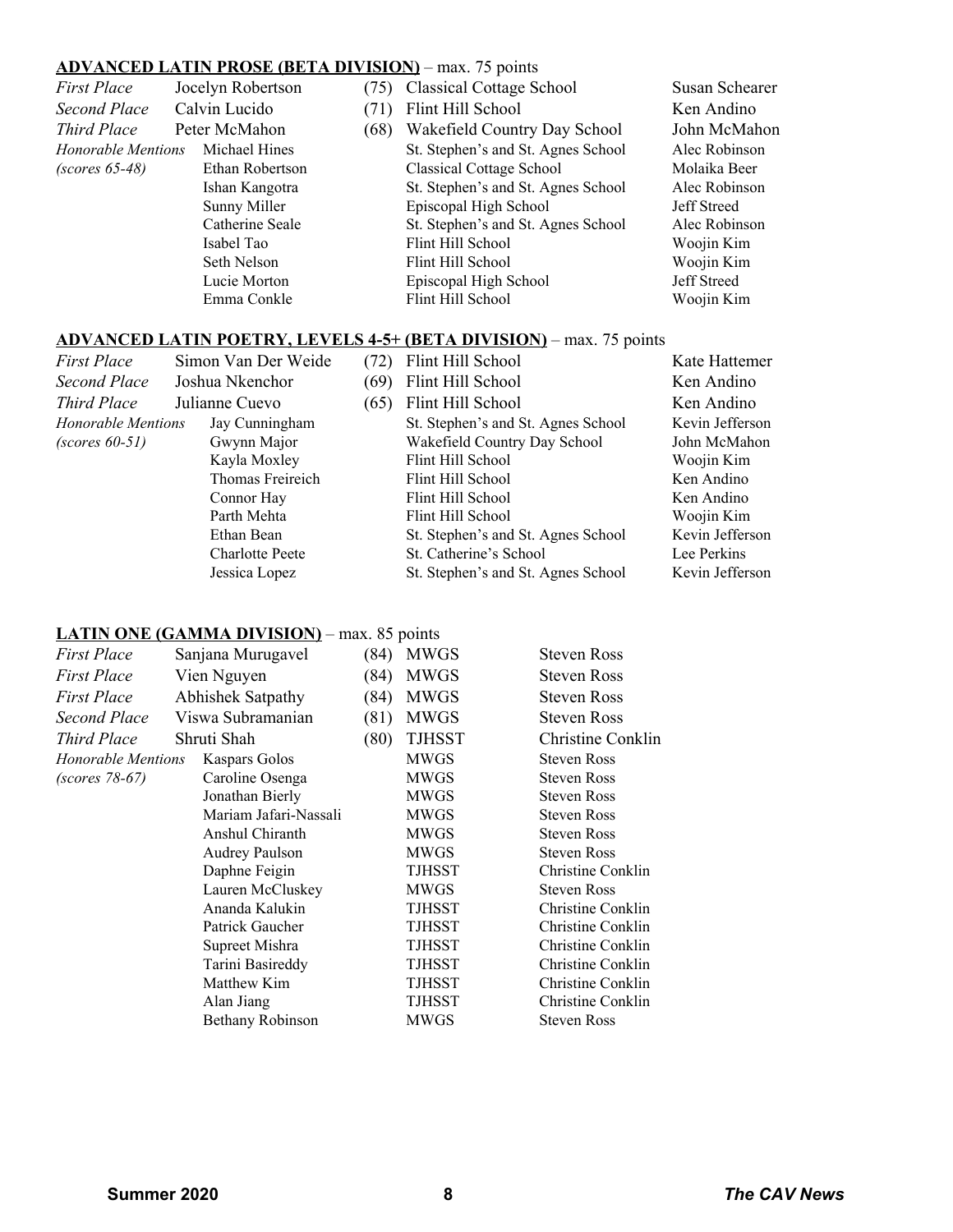**ADVANCED LATIN PROSE (BETA DIVISION)** – max. 75 points

| | | | | |
|---|---|---|---|---|
| *First Place* | Jocelyn Robertson | (75) | Classical Cottage School | Susan Schearer |
| *Second Place* | Calvin Lucido | (71) | Flint Hill School | Ken Andino |
| *Third Place* | Peter McMahon | (68) | Wakefield Country Day School | John McMahon |
| *Honorable Mentions* | Michael Hines | | St. Stephen's and St. Agnes School | Alec Robinson |
| *(scores 65-48)* | Ethan Robertson | | Classical Cottage School | Molaika Beer |
| | Ishan Kangotra | | St. Stephen's and St. Agnes School | Alec Robinson |
| | Sunny Miller | | Episcopal High School | Jeff Streed |
| | Catherine Seale | | St. Stephen's and St. Agnes School | Alec Robinson |
| | Isabel Tao | | Flint Hill School | Woojin Kim |
| | Seth Nelson | | Flint Hill School | Woojin Kim |
| | Lucie Morton | | Episcopal High School | Jeff Streed |
| | Emma Conkle | | Flint Hill School | Woojin Kim |

**ADVANCED LATIN POETRY, LEVELS 4-5+ (BETA DIVISION)** – max. 75 points

| | | | | |
|---|---|---|---|---|
| *First Place* | Simon Van Der Weide | (72) | Flint Hill School | Kate Hattemer |
| *Second Place* | Joshua Nkenchor | (69) | Flint Hill School | Ken Andino |
| *Third Place* | Julianne Cuevo | (65) | Flint Hill School | Ken Andino |
| *Honorable Mentions* | Jay Cunningham | | St. Stephen's and St. Agnes School | Kevin Jefferson |
| *(scores 60-51)* | Gwynn Major | | Wakefield Country Day School | John McMahon |
| | Kayla Moxley | | Flint Hill School | Woojin Kim |
| | Thomas Freireich | | Flint Hill School | Ken Andino |
| | Connor Hay | | Flint Hill School | Ken Andino |
| | Parth Mehta | | Flint Hill School | Woojin Kim |
| | Ethan Bean | | St. Stephen's and St. Agnes School | Kevin Jefferson |
| | Charlotte Peete | | St. Catherine's School | Lee Perkins |
| | Jessica Lopez | | St. Stephen's and St. Agnes School | Kevin Jefferson |

**LATIN ONE (GAMMA DIVISION)** – max. 85 points

| | | | | |
|---|---|---|---|---|
| *First Place* | Sanjana Murugavel | (84) | MWGS | Steven Ross |
| *First Place* | Vien Nguyen | (84) | MWGS | Steven Ross |
| *First Place* | Abhishek Satpathy | (84) | MWGS | Steven Ross |
| *Second Place* | Viswa Subramanian | (81) | MWGS | Steven Ross |
| *Third Place* | Shruti Shah | (80) | TJHSST | Christine Conklin |
| *Honorable Mentions* | Kaspars Golos | | MWGS | Steven Ross |
| *(scores 78-67)* | Caroline Osenga | | MWGS | Steven Ross |
| | Jonathan Bierly | | MWGS | Steven Ross |
| | Mariam Jafari-Nassali | | MWGS | Steven Ross |
| | Anshul Chiranth | | MWGS | Steven Ross |
| | Audrey Paulson | | MWGS | Steven Ross |
| | Daphne Feigin | | TJHSST | Christine Conklin |
| | Lauren McCluskey | | MWGS | Steven Ross |
| | Ananda Kalukin | | TJHSST | Christine Conklin |
| | Patrick Gaucher | | TJHSST | Christine Conklin |
| | Supreet Mishra | | TJHSST | Christine Conklin |
| | Tarini Basireddy | | TJHSST | Christine Conklin |
| | Matthew Kim | | TJHSST | Christine Conklin |
| | Alan Jiang | | TJHSST | Christine Conklin |
| | Bethany Robinson | | MWGS | Steven Ross |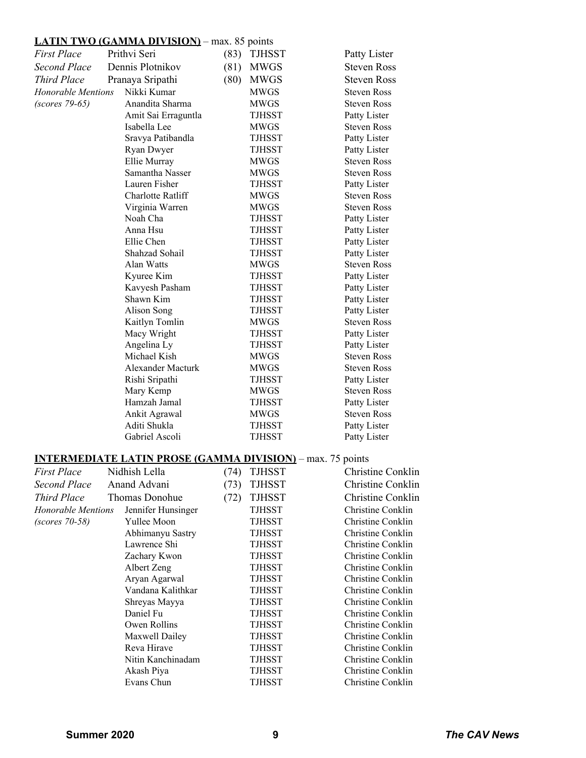**LATIN TWO (GAMMA DIVISION)** – max. 85 points

| | | | | |
|---|---|---|---|---|
| *First Place* | Prithvi Seri | (83) | TJHSST | Patty Lister |
| *Second Place* | Dennis Plotnikov | (81) | MWGS | Steven Ross |
| *Third Place* | Pranaya Sripathi | (80) | MWGS | Steven Ross |
| *Honorable Mentions* | Nikki Kumar | | MWGS | Steven Ross |
| *(scores 79-65)* | Anandita Sharma | | MWGS | Steven Ross |
| | Amit Sai Erraguntla | | TJHSST | Patty Lister |
| | Isabella Lee | | MWGS | Steven Ross |
| | Sravya Patibandla | | TJHSST | Patty Lister |
| | Ryan Dwyer | | TJHSST | Patty Lister |
| | Ellie Murray | | MWGS | Steven Ross |
| | Samantha Nasser | | MWGS | Steven Ross |
| | Lauren Fisher | | TJHSST | Patty Lister |
| | Charlotte Ratliff | | MWGS | Steven Ross |
| | Virginia Warren | | MWGS | Steven Ross |
| | Noah Cha | | TJHSST | Patty Lister |
| | Anna Hsu | | TJHSST | Patty Lister |
| | Ellie Chen | | TJHSST | Patty Lister |
| | Shahzad Sohail | | TJHSST | Patty Lister |
| | Alan Watts | | MWGS | Steven Ross |
| | Kyuree Kim | | TJHSST | Patty Lister |
| | Kavyesh Pasham | | TJHSST | Patty Lister |
| | Shawn Kim | | TJHSST | Patty Lister |
| | Alison Song | | TJHSST | Patty Lister |
| | Kaitlyn Tomlin | | MWGS | Steven Ross |
| | Macy Wright | | TJHSST | Patty Lister |
| | Angelina Ly | | TJHSST | Patty Lister |
| | Michael Kish | | MWGS | Steven Ross |
| | Alexander Macturk | | MWGS | Steven Ross |
| | Rishi Sripathi | | TJHSST | Patty Lister |
| | Mary Kemp | | MWGS | Steven Ross |
| | Hamzah Jamal | | TJHSST | Patty Lister |
| | Ankit Agrawal | | MWGS | Steven Ross |
| | Aditi Shukla | | TJHSST | Patty Lister |
| | Gabriel Ascoli | | TJHSST | Patty Lister |

**INTERMEDIATE LATIN PROSE (GAMMA DIVISION)** – max. 75 points

| | | | | |
|---|---|---|---|---|
| *First Place* | Nidhish Lella | (74) | TJHSST | Christine Conklin |
| *Second Place* | Anand Advani | (73) | TJHSST | Christine Conklin |
| *Third Place* | Thomas Donohue | (72) | TJHSST | Christine Conklin |
| *Honorable Mentions* | Jennifer Hunsinger | | TJHSST | Christine Conklin |
| *(scores 70-58)* | Yullee Moon | | TJHSST | Christine Conklin |
| | Abhimanyu Sastry | | TJHSST | Christine Conklin |
| | Lawrence Shi | | TJHSST | Christine Conklin |
| | Zachary Kwon | | TJHSST | Christine Conklin |
| | Albert Zeng | | TJHSST | Christine Conklin |
| | Aryan Agarwal | | TJHSST | Christine Conklin |
| | Vandana Kalithkar | | TJHSST | Christine Conklin |
| | Shreyas Mayya | | TJHSST | Christine Conklin |
| | Daniel Fu | | TJHSST | Christine Conklin |
| | Owen Rollins | | TJHSST | Christine Conklin |
| | Maxwell Dailey | | TJHSST | Christine Conklin |
| | Reva Hirave | | TJHSST | Christine Conklin |
| | Nitin Kanchinadam | | TJHSST | Christine Conklin |
| | Akash Piya | | TJHSST | Christine Conklin |
| | Evans Chun | | TJHSST | Christine Conklin |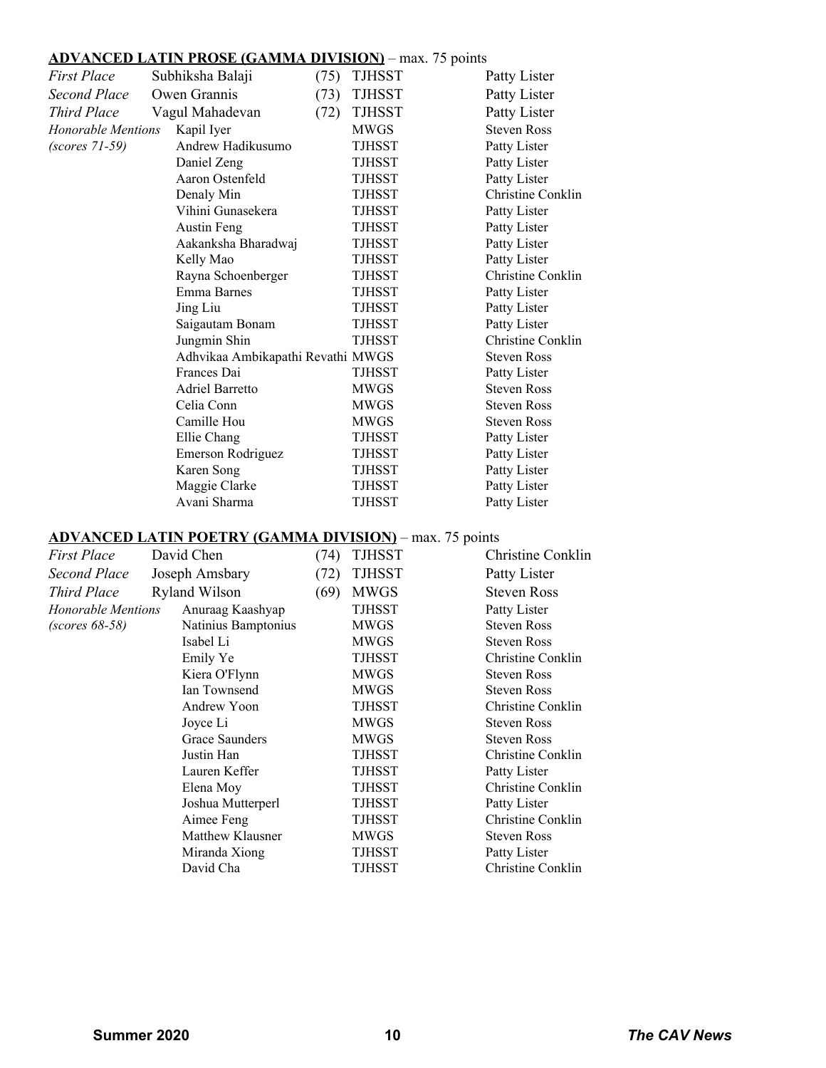**ADVANCED LATIN PROSE (GAMMA DIVISION)** – max. 75 points

| | | | | |
|---|---|---|---|---|
| *First Place* | Subhiksha Balaji | (75) | TJHSST | Patty Lister |
| *Second Place* | Owen Grannis | (73) | TJHSST | Patty Lister |
| *Third Place* | Vagul Mahadevan | (72) | TJHSST | Patty Lister |
| *Honorable Mentions* | Kapil Iyer | | MWGS | Steven Ross |
| *(scores 71-59)* | Andrew Hadikusumo | | TJHSST | Patty Lister |
| | Daniel Zeng | | TJHSST | Patty Lister |
| | Aaron Ostenfeld | | TJHSST | Patty Lister |
| | Denaly Min | | TJHSST | Christine Conklin |
| | Vihini Gunasekera | | TJHSST | Patty Lister |
| | Austin Feng | | TJHSST | Patty Lister |
| | Aakanksha Bharadwaj | | TJHSST | Patty Lister |
| | Kelly Mao | | TJHSST | Patty Lister |
| | Rayna Schoenberger | | TJHSST | Christine Conklin |
| | Emma Barnes | | TJHSST | Patty Lister |
| | Jing Liu | | TJHSST | Patty Lister |
| | Saigautam Bonam | | TJHSST | Patty Lister |
| | Jungmin Shin | | TJHSST | Christine Conklin |
| | Adhvikaa Ambikapathi Revathi | | MWGS | Steven Ross |
| | Frances Dai | | TJHSST | Patty Lister |
| | Adriel Barretto | | MWGS | Steven Ross |
| | Celia Conn | | MWGS | Steven Ross |
| | Camille Hou | | MWGS | Steven Ross |
| | Ellie Chang | | TJHSST | Patty Lister |
| | Emerson Rodriguez | | TJHSST | Patty Lister |
| | Karen Song | | TJHSST | Patty Lister |
| | Maggie Clarke | | TJHSST | Patty Lister |
| | Avani Sharma | | TJHSST | Patty Lister |

**ADVANCED LATIN POETRY (GAMMA DIVISION)** – max. 75 points

| | | | | |
|---|---|---|---|---|
| *First Place* | David Chen | (74) | TJHSST | Christine Conklin |
| *Second Place* | Joseph Amsbary | (72) | TJHSST | Patty Lister |
| *Third Place* | Ryland Wilson | (69) | MWGS | Steven Ross |
| *Honorable Mentions* | Anuraag Kaashyap | | TJHSST | Patty Lister |
| *(scores 68-58)* | Natinius Bamptonius | | MWGS | Steven Ross |
| | Isabel Li | | MWGS | Steven Ross |
| | Emily Ye | | TJHSST | Christine Conklin |
| | Kiera O'Flynn | | MWGS | Steven Ross |
| | Ian Townsend | | MWGS | Steven Ross |
| | Andrew Yoon | | TJHSST | Christine Conklin |
| | Joyce Li | | MWGS | Steven Ross |
| | Grace Saunders | | MWGS | Steven Ross |
| | Justin Han | | TJHSST | Christine Conklin |
| | Lauren Keffer | | TJHSST | Patty Lister |
| | Elena Moy | | TJHSST | Christine Conklin |
| | Joshua Mutterperl | | TJHSST | Patty Lister |
| | Aimee Feng | | TJHSST | Christine Conklin |
| | Matthew Klausner | | MWGS | Steven Ross |
| | Miranda Xiong | | TJHSST | Patty Lister |
| | David Cha | | TJHSST | Christine Conklin |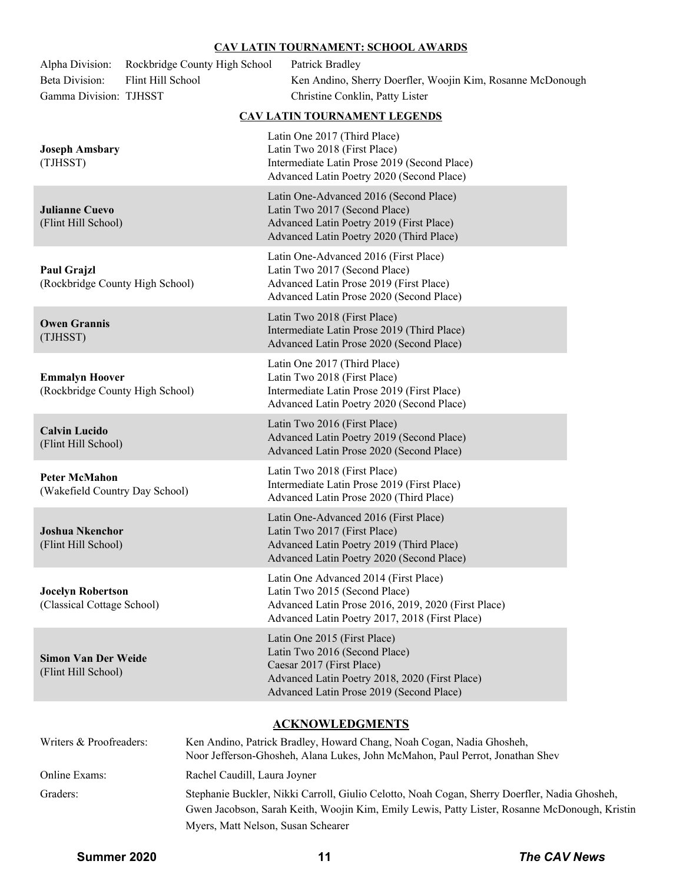## CAV LATIN TOURNAMENT: SCHOOL AWARDS

| | | |
|---|---|---|
| Alpha Division: | Rockbridge County High School | Patrick Bradley |
| Beta Division: | Flint Hill School | Ken Andino, Sherry Doerfler, Woojin Kim, Rosanne McDonough |
| Gamma Division: | TJHSST | Christine Conklin, Patty Lister |

## CAV LATIN TOURNAMENT LEGENDS

| Student | Awards |
|---|---|
| **Joseph Amsbary** (TJHSST) | Latin One 2017 (Third Place)<br>Latin Two 2018 (First Place)<br>Intermediate Latin Prose 2019 (Second Place)<br>Advanced Latin Poetry 2020 (Second Place) |
| **Julianne Cuevo** (Flint Hill School) | Latin One-Advanced 2016 (Second Place)<br>Latin Two 2017 (Second Place)<br>Advanced Latin Poetry 2019 (First Place)<br>Advanced Latin Poetry 2020 (Third Place) |
| **Paul Grajzl** (Rockbridge County High School) | Latin One-Advanced 2016 (First Place)<br>Latin Two 2017 (Second Place)<br>Advanced Latin Prose 2019 (First Place)<br>Advanced Latin Prose 2020 (Second Place) |
| **Owen Grannis** (TJHSST) | Latin Two 2018 (First Place)<br>Intermediate Latin Prose 2019 (Third Place)<br>Advanced Latin Prose 2020 (Second Place) |
| **Emmalyn Hoover** (Rockbridge County High School) | Latin One 2017 (Third Place)<br>Latin Two 2018 (First Place)<br>Intermediate Latin Prose 2019 (First Place)<br>Advanced Latin Poetry 2020 (Second Place) |
| **Calvin Lucido** (Flint Hill School) | Latin Two 2016 (First Place)<br>Advanced Latin Poetry 2019 (Second Place)<br>Advanced Latin Prose 2020 (Second Place) |
| **Peter McMahon** (Wakefield Country Day School) | Latin Two 2018 (First Place)<br>Intermediate Latin Prose 2019 (First Place)<br>Advanced Latin Prose 2020 (Third Place) |
| **Joshua Nkenchor** (Flint Hill School) | Latin One-Advanced 2016 (First Place)<br>Latin Two 2017 (First Place)<br>Advanced Latin Poetry 2019 (Third Place)<br>Advanced Latin Poetry 2020 (Second Place) |
| **Jocelyn Robertson** (Classical Cottage School) | Latin One Advanced 2014 (First Place)<br>Latin Two 2015 (Second Place)<br>Advanced Latin Prose 2016, 2019, 2020 (First Place)<br>Advanced Latin Poetry 2017, 2018 (First Place) |
| **Simon Van Der Weide** (Flint Hill School) | Latin One 2015 (First Place)<br>Latin Two 2016 (Second Place)<br>Caesar 2017 (First Place)<br>Advanced Latin Poetry 2018, 2020 (First Place)<br>Advanced Latin Prose 2019 (Second Place) |

## ACKNOWLEDGMENTS

| | |
|---|---|
| Writers & Proofreaders: | Ken Andino, Patrick Bradley, Howard Chang, Noah Cogan, Nadia Ghosheh, Noor Jefferson-Ghosheh, Alana Lukes, John McMahon, Paul Perrot, Jonathan Shev |
| Online Exams: | Rachel Caudill, Laura Joyner |
| Graders: | Stephanie Buckler, Nikki Carroll, Giulio Celotto, Noah Cogan, Sherry Doerfler, Nadia Ghosheh, Gwen Jacobson, Sarah Keith, Woojin Kim, Emily Lewis, Patty Lister, Rosanne McDonough, Kristin Myers, Matt Nelson, Susan Schearer |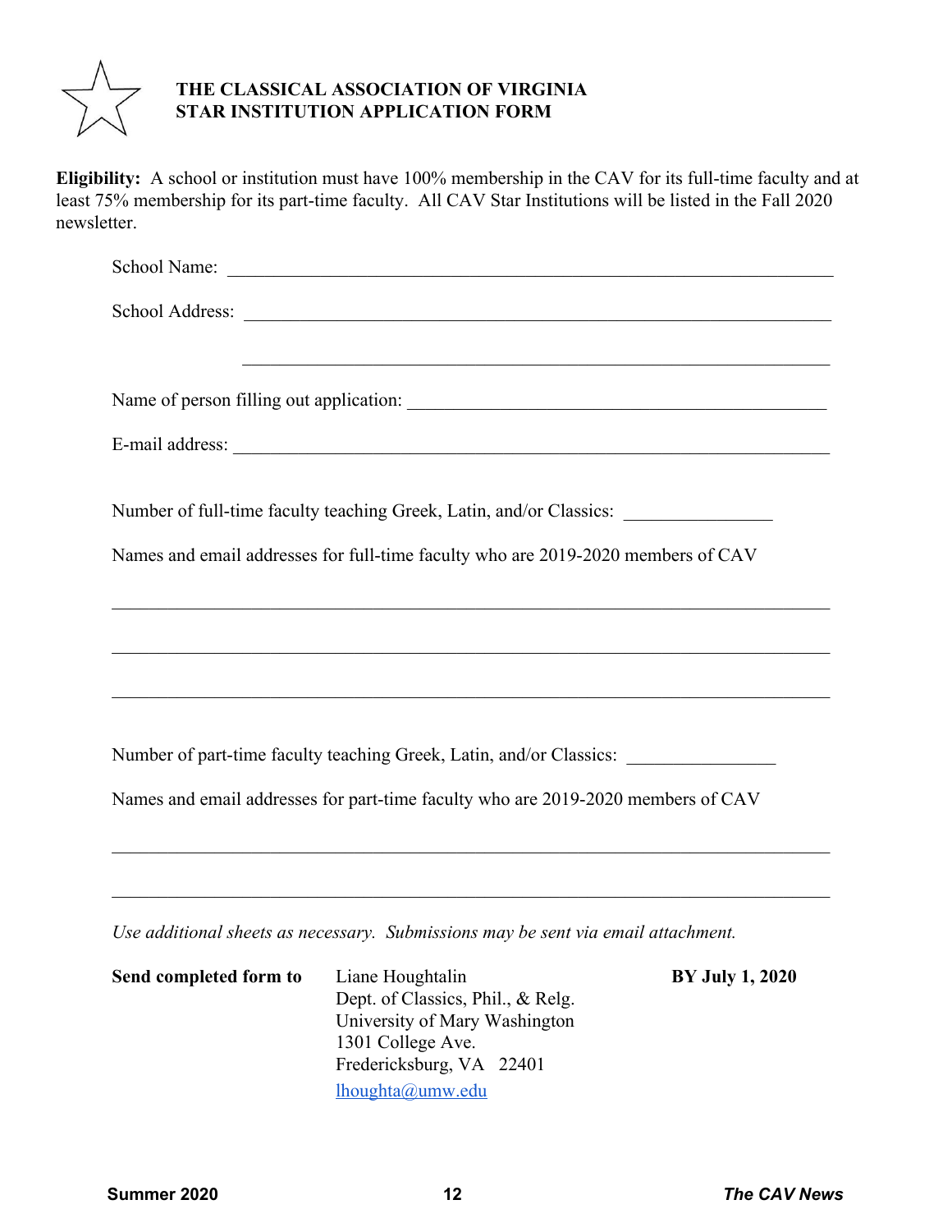# THE CLASSICAL ASSOCIATION OF VIRGINIA
# STAR INSTITUTION APPLICATION FORM

**Eligibility:** A school or institution must have 100% membership in the CAV for its full-time faculty and at least 75% membership for its part-time faculty. All CAV Star Institutions will be listed in the Fall 2020 newsletter.

School Name: ____________________________________________________________

School Address: __________________________________________________________

________________________________________________________________________

Name of person filling out application: ________________________________________

E-mail address: __________________________________________________________

Number of full-time faculty teaching Greek, Latin, and/or Classics: ______________

Names and email addresses for full-time faculty who are 2019-2020 members of CAV

________________________________________________________________________

________________________________________________________________________

________________________________________________________________________

Number of part-time faculty teaching Greek, Latin, and/or Classics: ______________

Names and email addresses for part-time faculty who are 2019-2020 members of CAV

________________________________________________________________________

________________________________________________________________________

*Use additional sheets as necessary. Submissions may be sent via email attachment.*

**Send completed form to**

Liane Houghtalin
Dept. of Classics, Phil., & Relg.
University of Mary Washington
1301 College Ave.
Fredericksburg, VA 22401
lhoughta@umw.edu

**BY July 1, 2020**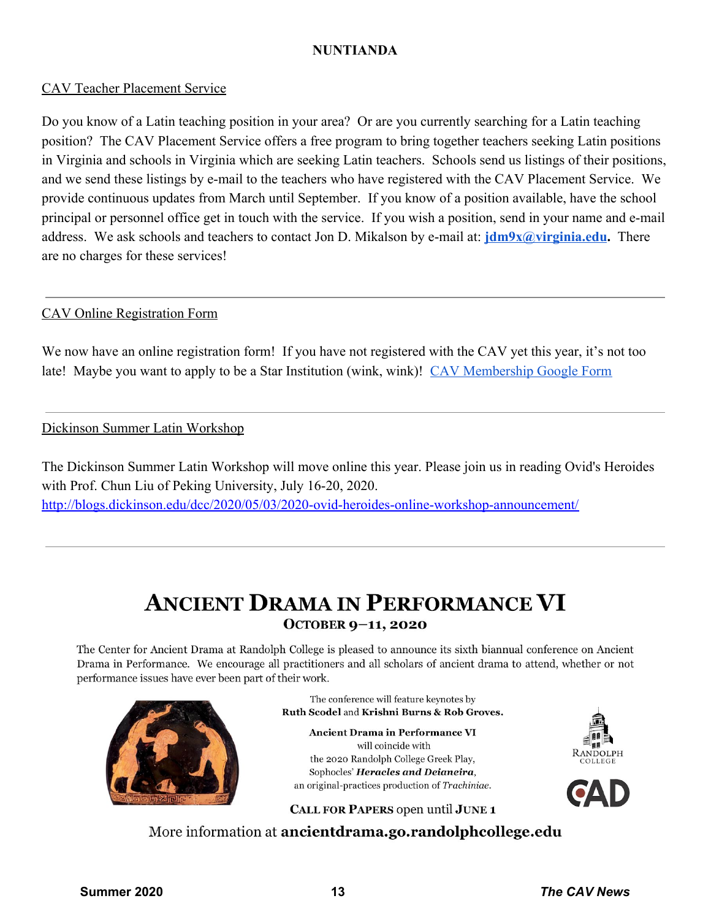## NUNTIANDA

### CAV Teacher Placement Service

Do you know of a Latin teaching position in your area? Or are you currently searching for a Latin teaching position? The CAV Placement Service offers a free program to bring together teachers seeking Latin positions in Virginia and schools in Virginia which are seeking Latin teachers. Schools send us listings of their positions, and we send these listings by e-mail to the teachers who have registered with the CAV Placement Service. We provide continuous updates from March until September. If you know of a position available, have the school principal or personnel office get in touch with the service. If you wish a position, send in your name and e-mail address. We ask schools and teachers to contact Jon D. Mikalson by e-mail at: **jdm9x@virginia.edu.** There are no charges for these services!

---

### CAV Online Registration Form

We now have an online registration form! If you have not registered with the CAV yet this year, it's not too late! Maybe you want to apply to be a Star Institution (wink, wink)! CAV Membership Google Form

---

### Dickinson Summer Latin Workshop

The Dickinson Summer Latin Workshop will move online this year. Please join us in reading Ovid's Heroides with Prof. Chun Liu of Peking University, July 16-20, 2020.
http://blogs.dickinson.edu/dcc/2020/05/03/2020-ovid-heroides-online-workshop-announcement/

---

## ANCIENT DRAMA IN PERFORMANCE VI

**OCTOBER 9–11, 2020**

The Center for Ancient Drama at Randolph College is pleased to announce its sixth biannual conference on Ancient Drama in Performance. We encourage all practitioners and all scholars of ancient drama to attend, whether or not performance issues have ever been part of their work.

The conference will feature keynotes by **Ruth Scodel** and **Krishni Burns & Rob Groves.**

**Ancient Drama in Performance VI** will coincide with the 2020 Randolph College Greek Play, Sophocles' ***Heracles and Deianeira***, an original-practices production of *Trachiniae*.

**CALL FOR PAPERS** open until **JUNE 1**

RANDOLPH COLLEGE

CAD

More information at **ancientdrama.go.randolphcollege.edu**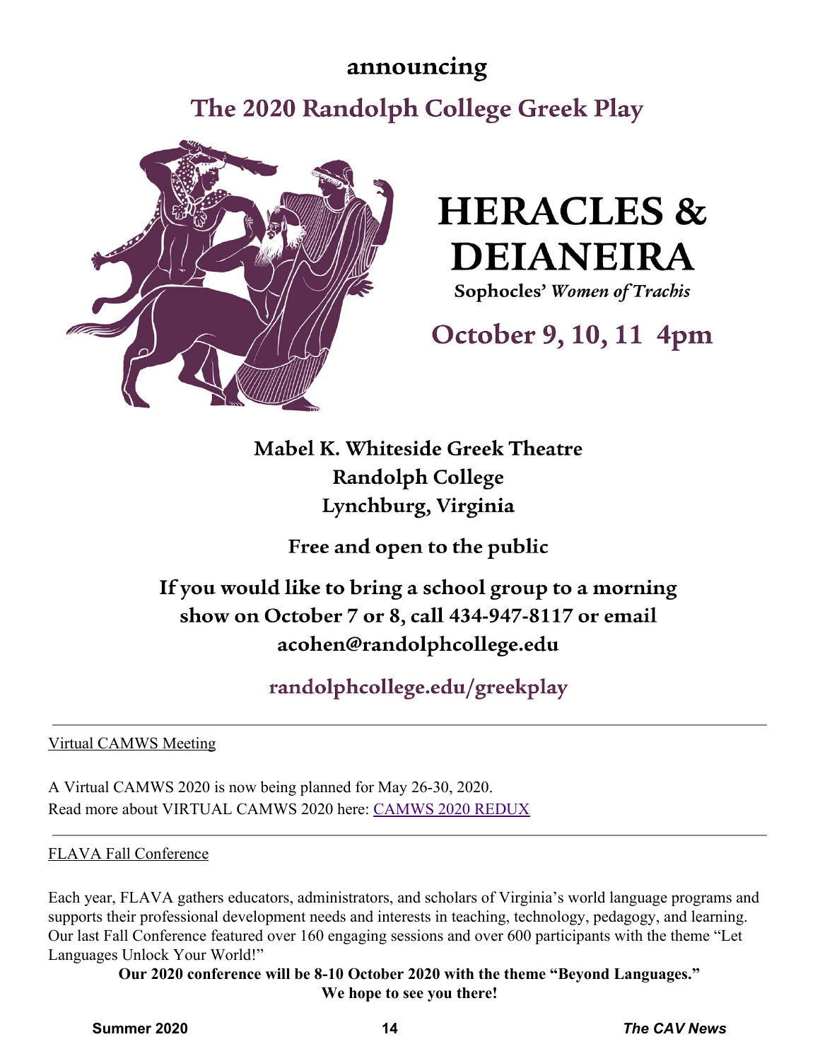announcing

## The 2020 Randolph College Greek Play

# HERACLES & DEIANEIRA

**Sophocles' *Women of Trachis***

## October 9, 10, 11 4pm

**Mabel K. Whiteside Greek Theatre**
**Randolph College**
**Lynchburg, Virginia**

**Free and open to the public**

**If you would like to bring a school group to a morning show on October 7 or 8, call 434-947-8117 or email acohen@randolphcollege.edu**

**randolphcollege.edu/greekplay**

---

Virtual CAMWS Meeting

A Virtual CAMWS 2020 is now being planned for May 26-30, 2020.
Read more about VIRTUAL CAMWS 2020 here: CAMWS 2020 REDUX

---

FLAVA Fall Conference

Each year, FLAVA gathers educators, administrators, and scholars of Virginia's world language programs and supports their professional development needs and interests in teaching, technology, pedagogy, and learning. Our last Fall Conference featured over 160 engaging sessions and over 600 participants with the theme "Let Languages Unlock Your World!"

**Our 2020 conference will be 8-10 October 2020 with the theme "Beyond Languages."**
**We hope to see you there!**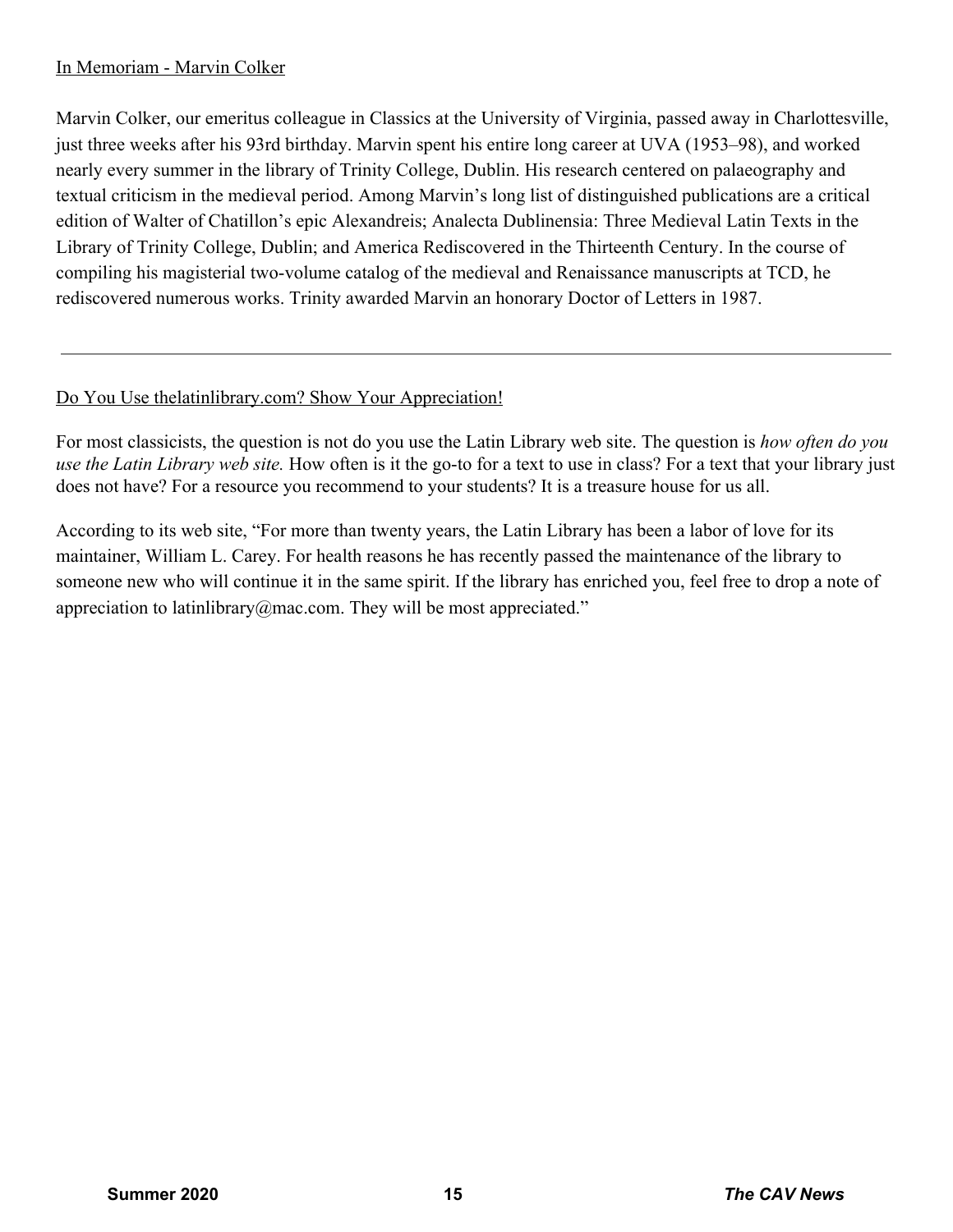## In Memoriam - Marvin Colker

Marvin Colker, our emeritus colleague in Classics at the University of Virginia, passed away in Charlottesville, just three weeks after his 93rd birthday. Marvin spent his entire long career at UVA (1953–98), and worked nearly every summer in the library of Trinity College, Dublin. His research centered on palaeography and textual criticism in the medieval period. Among Marvin's long list of distinguished publications are a critical edition of Walter of Chatillon's epic Alexandreis; Analecta Dublinensia: Three Medieval Latin Texts in the Library of Trinity College, Dublin; and America Rediscovered in the Thirteenth Century. In the course of compiling his magisterial two-volume catalog of the medieval and Renaissance manuscripts at TCD, he rediscovered numerous works. Trinity awarded Marvin an honorary Doctor of Letters in 1987.

---

## Do You Use thelatinlibrary.com? Show Your Appreciation!

For most classicists, the question is not do you use the Latin Library web site. The question is *how often do you use the Latin Library web site.* How often is it the go-to for a text to use in class? For a text that your library just does not have? For a resource you recommend to your students? It is a treasure house for us all.

According to its web site, "For more than twenty years, the Latin Library has been a labor of love for its maintainer, William L. Carey. For health reasons he has recently passed the maintenance of the library to someone new who will continue it in the same spirit. If the library has enriched you, feel free to drop a note of appreciation to latinlibrary@mac.com. They will be most appreciated."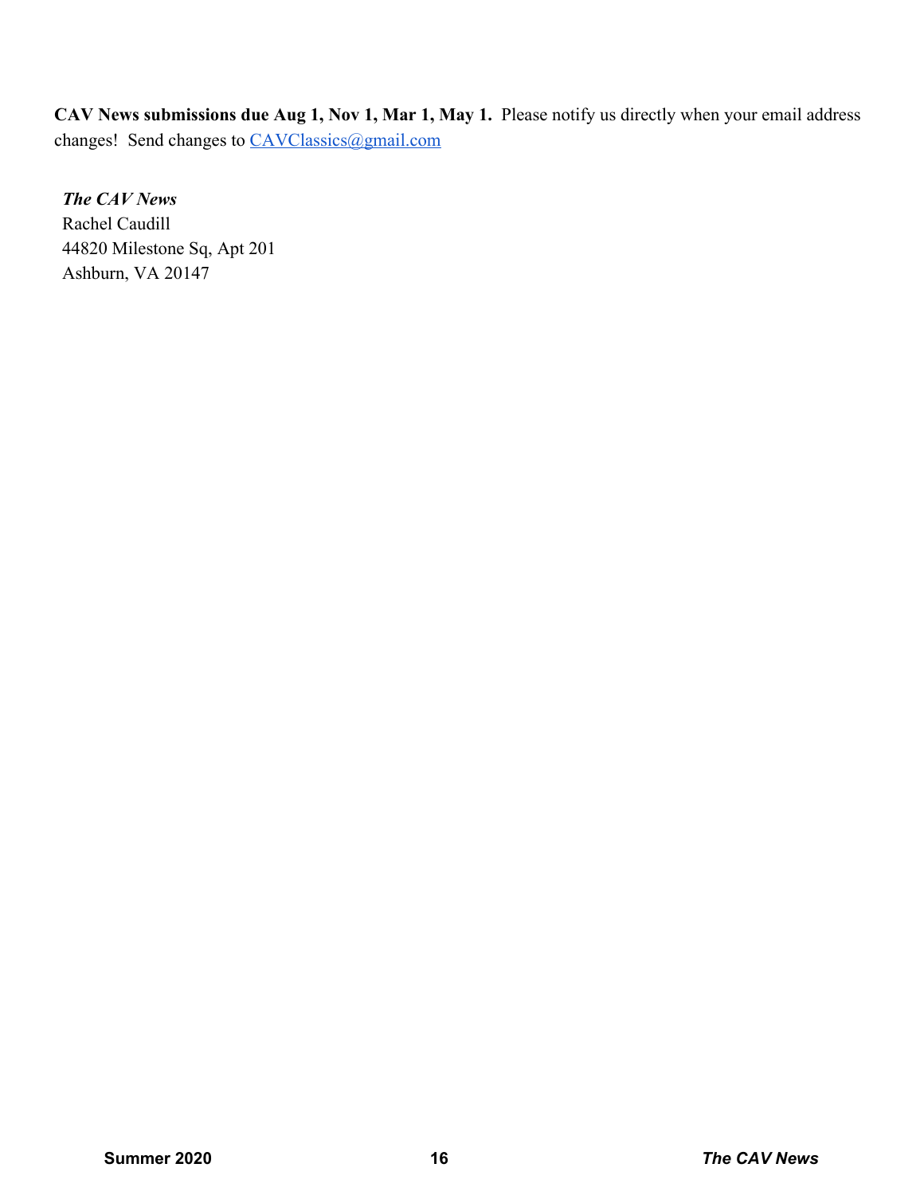**CAV News submissions due Aug 1, Nov 1, Mar 1, May 1.** Please notify us directly when your email address changes! Send changes to CAVClassics@gmail.com

***The CAV News***
Rachel Caudill
44820 Milestone Sq, Apt 201
Ashburn, VA 20147